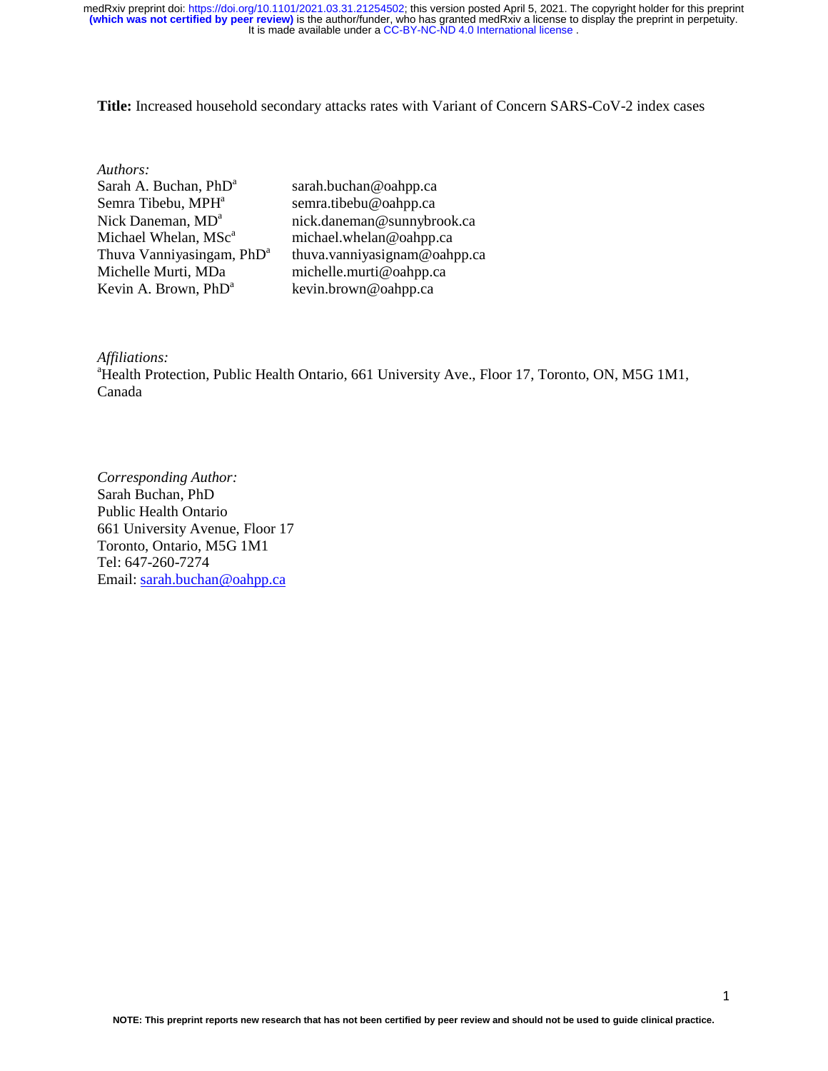**Title:** Increased household secondary attacks rates with Variant of Concern SARS-CoV-2 index cases

*Authors:*

| | |
|---|---|
| Sarah A. Buchan, PhD[a] | sarah.buchan@oahpp.ca |
| Semra Tibebu, MPH[a] | semra.tibebu@oahpp.ca |
| Nick Daneman, MD[a] | nick.daneman@sunnybrook.ca |
| Michael Whelan, MSc[a] | michael.whelan@oahpp.ca |
| Thuva Vanniyasingam, PhD[a] | thuva.vanniyasignam@oahpp.ca |
| Michelle Murti, MDa | michelle.murti@oahpp.ca |
| Kevin A. Brown, PhD[a] | kevin.brown@oahpp.ca |

*Affiliations:*

[a]Health Protection, Public Health Ontario, 661 University Ave., Floor 17, Toronto, ON, M5G 1M1, Canada

*Corresponding Author:*

Sarah Buchan, PhD
Public Health Ontario
661 University Avenue, Floor 17
Toronto, Ontario, M5G 1M1
Tel: 647-260-7274
Email: sarah.buchan@oahpp.ca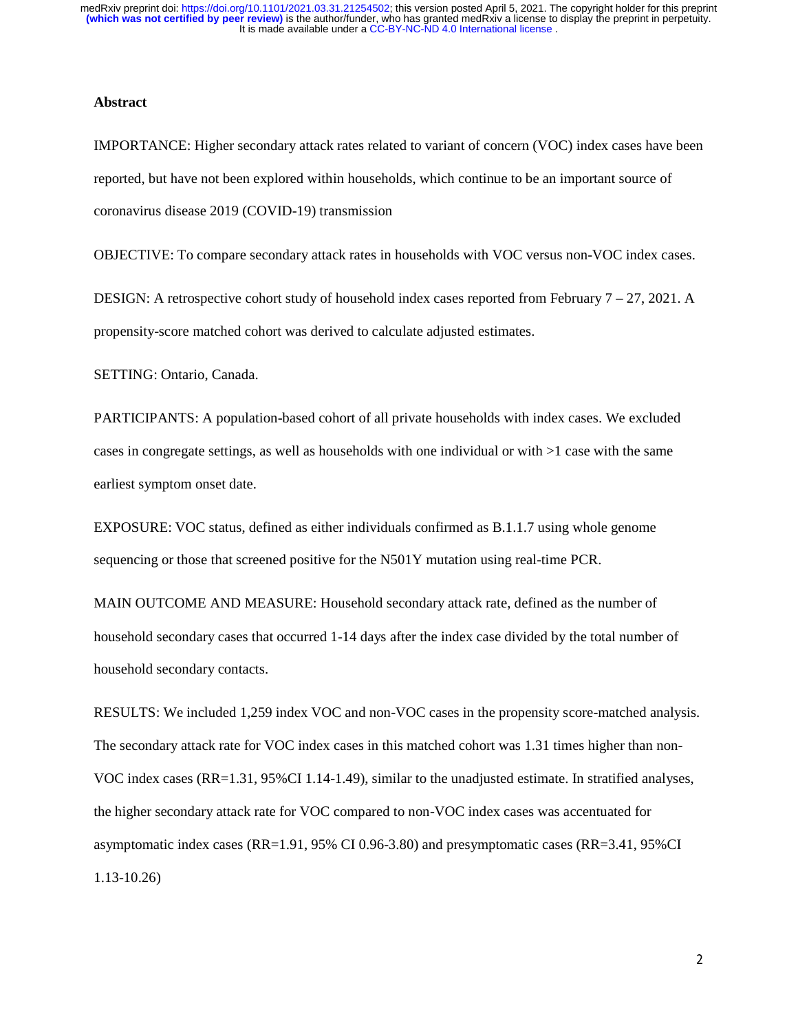## Abstract

IMPORTANCE: Higher secondary attack rates related to variant of concern (VOC) index cases have been reported, but have not been explored within households, which continue to be an important source of coronavirus disease 2019 (COVID-19) transmission

OBJECTIVE: To compare secondary attack rates in households with VOC versus non-VOC index cases.

DESIGN: A retrospective cohort study of household index cases reported from February 7 – 27, 2021. A propensity-score matched cohort was derived to calculate adjusted estimates.

SETTING: Ontario, Canada.

PARTICIPANTS: A population-based cohort of all private households with index cases. We excluded cases in congregate settings, as well as households with one individual or with >1 case with the same earliest symptom onset date.

EXPOSURE: VOC status, defined as either individuals confirmed as B.1.1.7 using whole genome sequencing or those that screened positive for the N501Y mutation using real-time PCR.

MAIN OUTCOME AND MEASURE: Household secondary attack rate, defined as the number of household secondary cases that occurred 1-14 days after the index case divided by the total number of household secondary contacts.

RESULTS: We included 1,259 index VOC and non-VOC cases in the propensity score-matched analysis. The secondary attack rate for VOC index cases in this matched cohort was 1.31 times higher than non-VOC index cases (RR=1.31, 95%CI 1.14-1.49), similar to the unadjusted estimate. In stratified analyses, the higher secondary attack rate for VOC compared to non-VOC index cases was accentuated for asymptomatic index cases (RR=1.91, 95% CI 0.96-3.80) and presymptomatic cases (RR=3.41, 95%CI 1.13-10.26)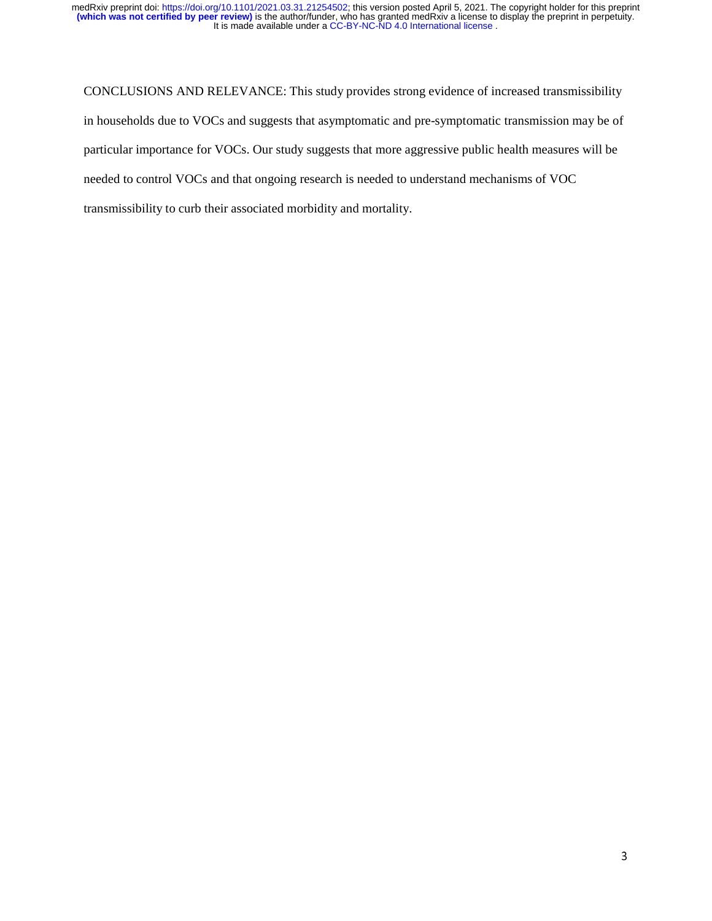CONCLUSIONS AND RELEVANCE: This study provides strong evidence of increased transmissibility in households due to VOCs and suggests that asymptomatic and pre-symptomatic transmission may be of particular importance for VOCs. Our study suggests that more aggressive public health measures will be needed to control VOCs and that ongoing research is needed to understand mechanisms of VOC transmissibility to curb their associated morbidity and mortality.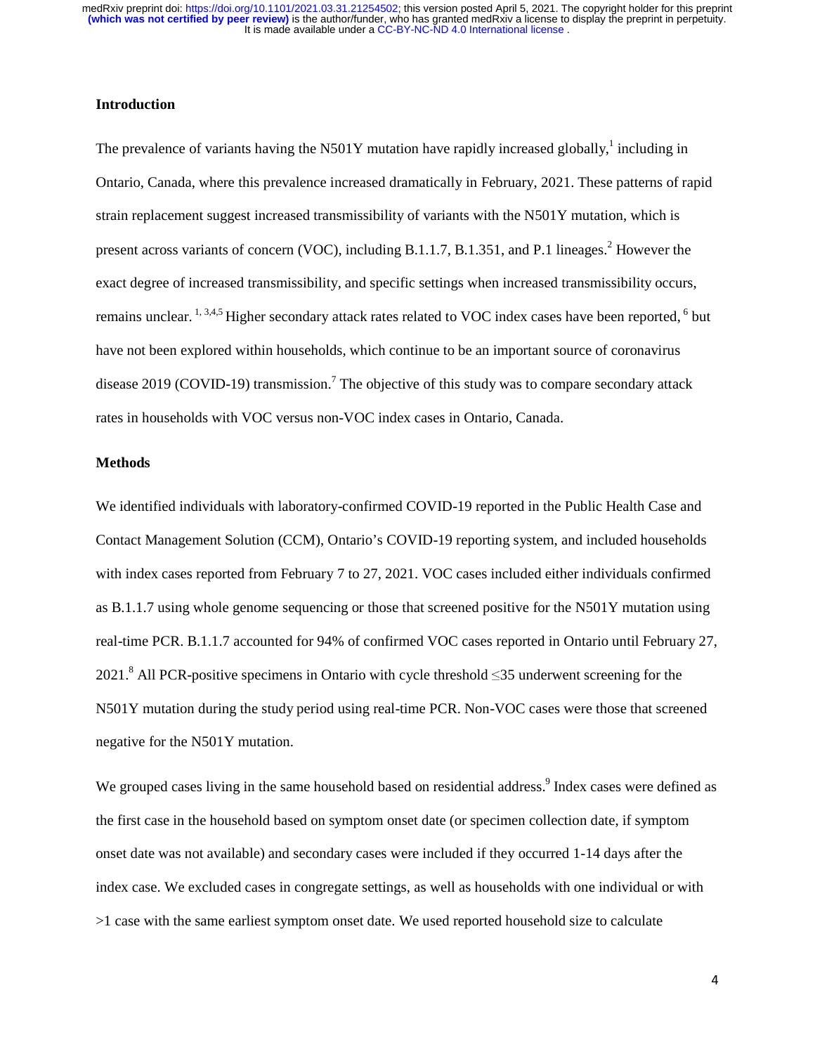## Introduction

The prevalence of variants having the N501Y mutation have rapidly increased globally,[1] including in Ontario, Canada, where this prevalence increased dramatically in February, 2021. These patterns of rapid strain replacement suggest increased transmissibility of variants with the N501Y mutation, which is present across variants of concern (VOC), including B.1.1.7, B.1.351, and P.1 lineages.[2] However the exact degree of increased transmissibility, and specific settings when increased transmissibility occurs, remains unclear. [1, 3,4,5] Higher secondary attack rates related to VOC index cases have been reported, [6] but have not been explored within households, which continue to be an important source of coronavirus disease 2019 (COVID-19) transmission.[7] The objective of this study was to compare secondary attack rates in households with VOC versus non-VOC index cases in Ontario, Canada.

## Methods

We identified individuals with laboratory-confirmed COVID-19 reported in the Public Health Case and Contact Management Solution (CCM), Ontario's COVID-19 reporting system, and included households with index cases reported from February 7 to 27, 2021. VOC cases included either individuals confirmed as B.1.1.7 using whole genome sequencing or those that screened positive for the N501Y mutation using real-time PCR. B.1.1.7 accounted for 94% of confirmed VOC cases reported in Ontario until February 27, 2021.[8] All PCR-positive specimens in Ontario with cycle threshold ≤35 underwent screening for the N501Y mutation during the study period using real-time PCR. Non-VOC cases were those that screened negative for the N501Y mutation.

We grouped cases living in the same household based on residential address.[9] Index cases were defined as the first case in the household based on symptom onset date (or specimen collection date, if symptom onset date was not available) and secondary cases were included if they occurred 1-14 days after the index case. We excluded cases in congregate settings, as well as households with one individual or with >1 case with the same earliest symptom onset date. We used reported household size to calculate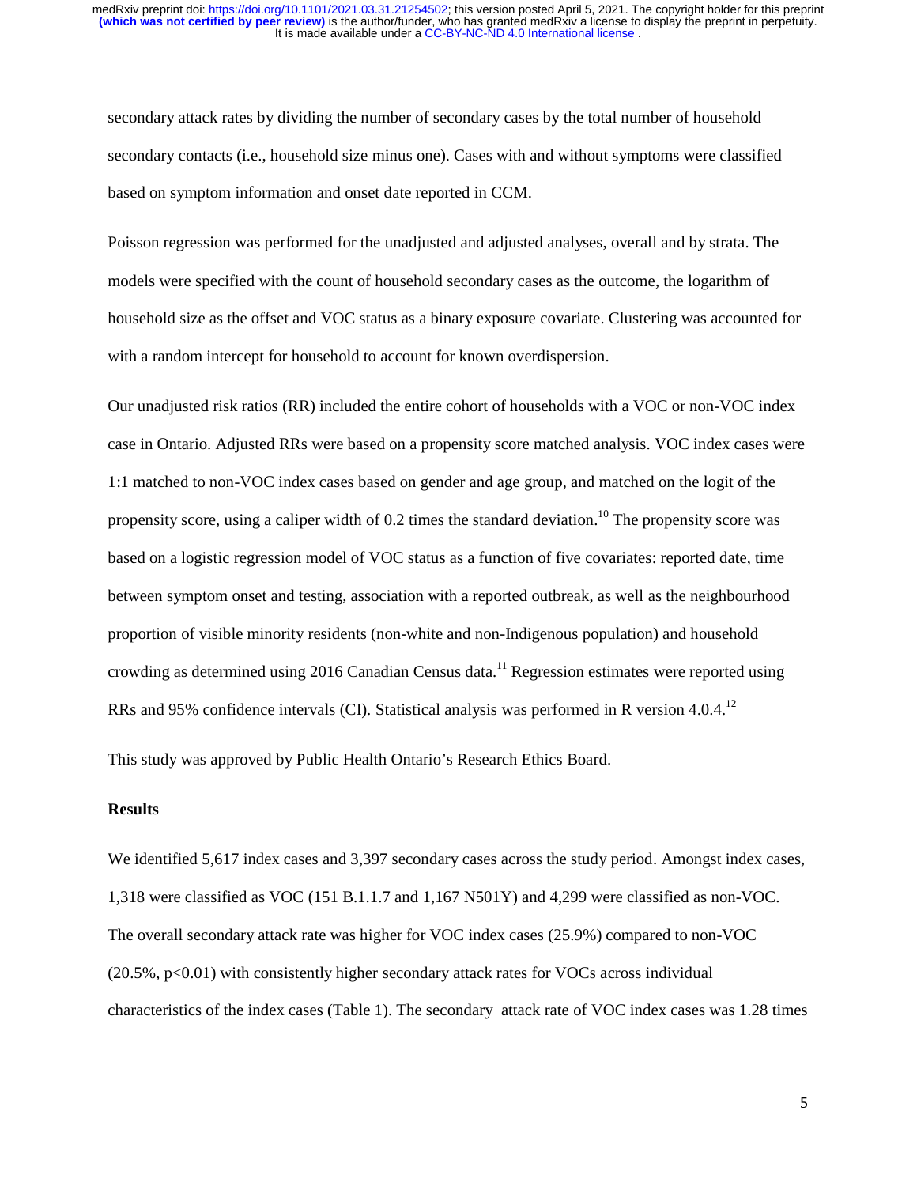secondary attack rates by dividing the number of secondary cases by the total number of household secondary contacts (i.e., household size minus one). Cases with and without symptoms were classified based on symptom information and onset date reported in CCM.

Poisson regression was performed for the unadjusted and adjusted analyses, overall and by strata. The models were specified with the count of household secondary cases as the outcome, the logarithm of household size as the offset and VOC status as a binary exposure covariate. Clustering was accounted for with a random intercept for household to account for known overdispersion.

Our unadjusted risk ratios (RR) included the entire cohort of households with a VOC or non-VOC index case in Ontario. Adjusted RRs were based on a propensity score matched analysis. VOC index cases were 1:1 matched to non-VOC index cases based on gender and age group, and matched on the logit of the propensity score, using a caliper width of 0.2 times the standard deviation.[10] The propensity score was based on a logistic regression model of VOC status as a function of five covariates: reported date, time between symptom onset and testing, association with a reported outbreak, as well as the neighbourhood proportion of visible minority residents (non-white and non-Indigenous population) and household crowding as determined using 2016 Canadian Census data.[11] Regression estimates were reported using RRs and 95% confidence intervals (CI). Statistical analysis was performed in R version 4.0.4.[12]

This study was approved by Public Health Ontario's Research Ethics Board.

## Results

We identified 5,617 index cases and 3,397 secondary cases across the study period. Amongst index cases, 1,318 were classified as VOC (151 B.1.1.7 and 1,167 N501Y) and 4,299 were classified as non-VOC. The overall secondary attack rate was higher for VOC index cases (25.9%) compared to non-VOC (20.5%, $p<0.01$) with consistently higher secondary attack rates for VOCs across individual characteristics of the index cases (Table 1). The secondary attack rate of VOC index cases was 1.28 times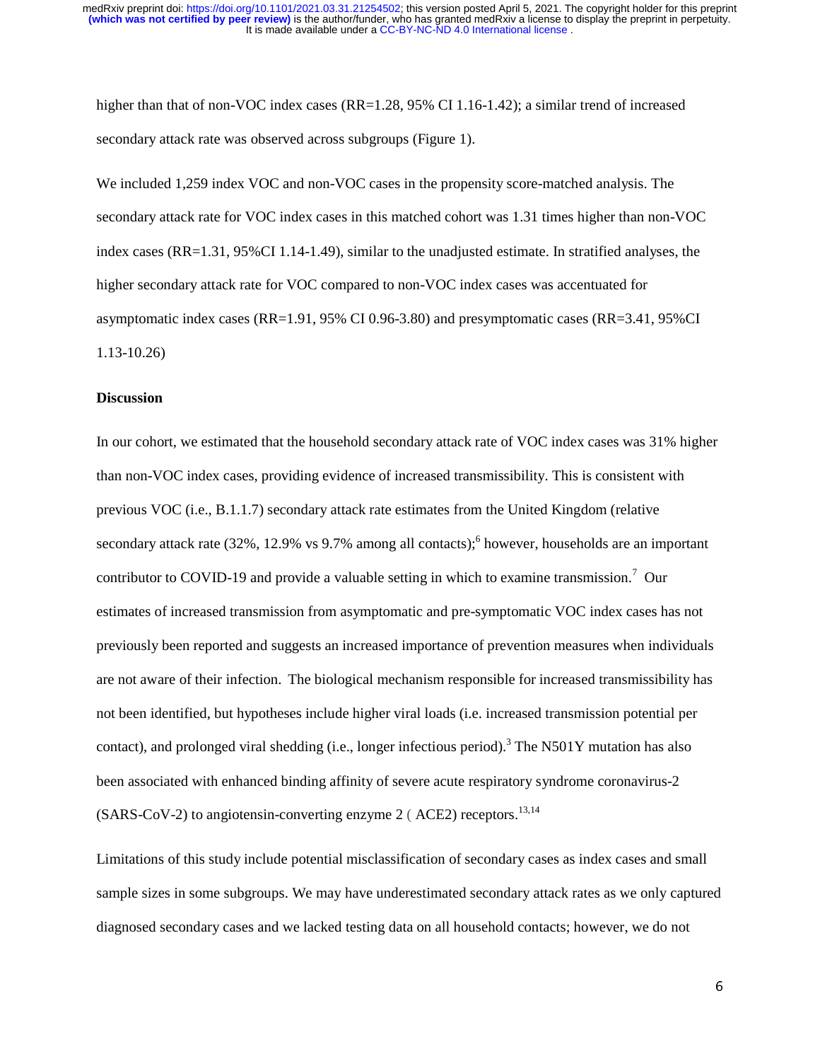higher than that of non-VOC index cases (RR=1.28, 95% CI 1.16-1.42); a similar trend of increased secondary attack rate was observed across subgroups (Figure 1).

We included 1,259 index VOC and non-VOC cases in the propensity score-matched analysis. The secondary attack rate for VOC index cases in this matched cohort was 1.31 times higher than non-VOC index cases (RR=1.31, 95%CI 1.14-1.49), similar to the unadjusted estimate. In stratified analyses, the higher secondary attack rate for VOC compared to non-VOC index cases was accentuated for asymptomatic index cases (RR=1.91, 95% CI 0.96-3.80) and presymptomatic cases (RR=3.41, 95%CI 1.13-10.26)

### Discussion

In our cohort, we estimated that the household secondary attack rate of VOC index cases was 31% higher than non-VOC index cases, providing evidence of increased transmissibility. This is consistent with previous VOC (i.e., B.1.1.7) secondary attack rate estimates from the United Kingdom (relative secondary attack rate (32%, 12.9% vs 9.7% among all contacts);[6] however, households are an important contributor to COVID-19 and provide a valuable setting in which to examine transmission.[7] Our estimates of increased transmission from asymptomatic and pre-symptomatic VOC index cases has not previously been reported and suggests an increased importance of prevention measures when individuals are not aware of their infection. The biological mechanism responsible for increased transmissibility has not been identified, but hypotheses include higher viral loads (i.e. increased transmission potential per contact), and prolonged viral shedding (i.e., longer infectious period).[3] The N501Y mutation has also been associated with enhanced binding affinity of severe acute respiratory syndrome coronavirus-2 (SARS-CoV-2) to angiotensin-converting enzyme 2 ( ACE2) receptors.[13,14]

Limitations of this study include potential misclassification of secondary cases as index cases and small sample sizes in some subgroups. We may have underestimated secondary attack rates as we only captured diagnosed secondary cases and we lacked testing data on all household contacts; however, we do not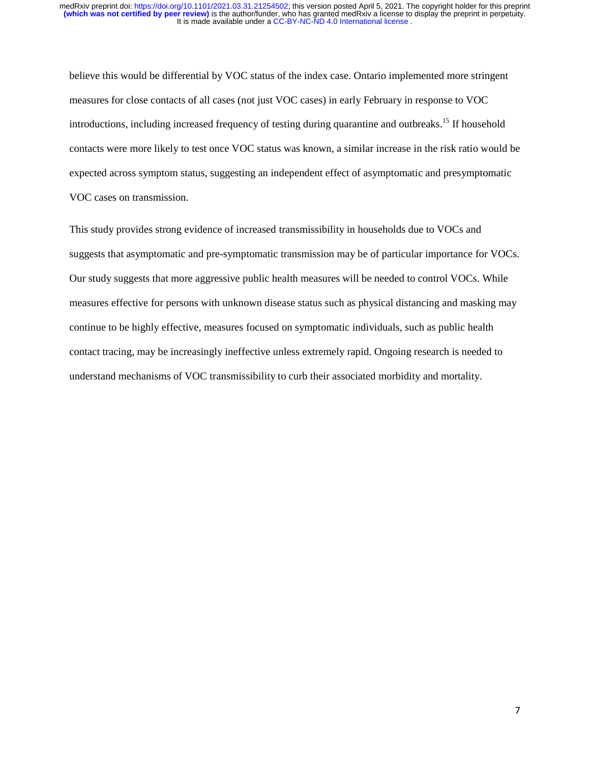believe this would be differential by VOC status of the index case. Ontario implemented more stringent measures for close contacts of all cases (not just VOC cases) in early February in response to VOC introductions, including increased frequency of testing during quarantine and outbreaks.[15] If household contacts were more likely to test once VOC status was known, a similar increase in the risk ratio would be expected across symptom status, suggesting an independent effect of asymptomatic and presymptomatic VOC cases on transmission.

This study provides strong evidence of increased transmissibility in households due to VOCs and suggests that asymptomatic and pre-symptomatic transmission may be of particular importance for VOCs. Our study suggests that more aggressive public health measures will be needed to control VOCs. While measures effective for persons with unknown disease status such as physical distancing and masking may continue to be highly effective, measures focused on symptomatic individuals, such as public health contact tracing, may be increasingly ineffective unless extremely rapid. Ongoing research is needed to understand mechanisms of VOC transmissibility to curb their associated morbidity and mortality.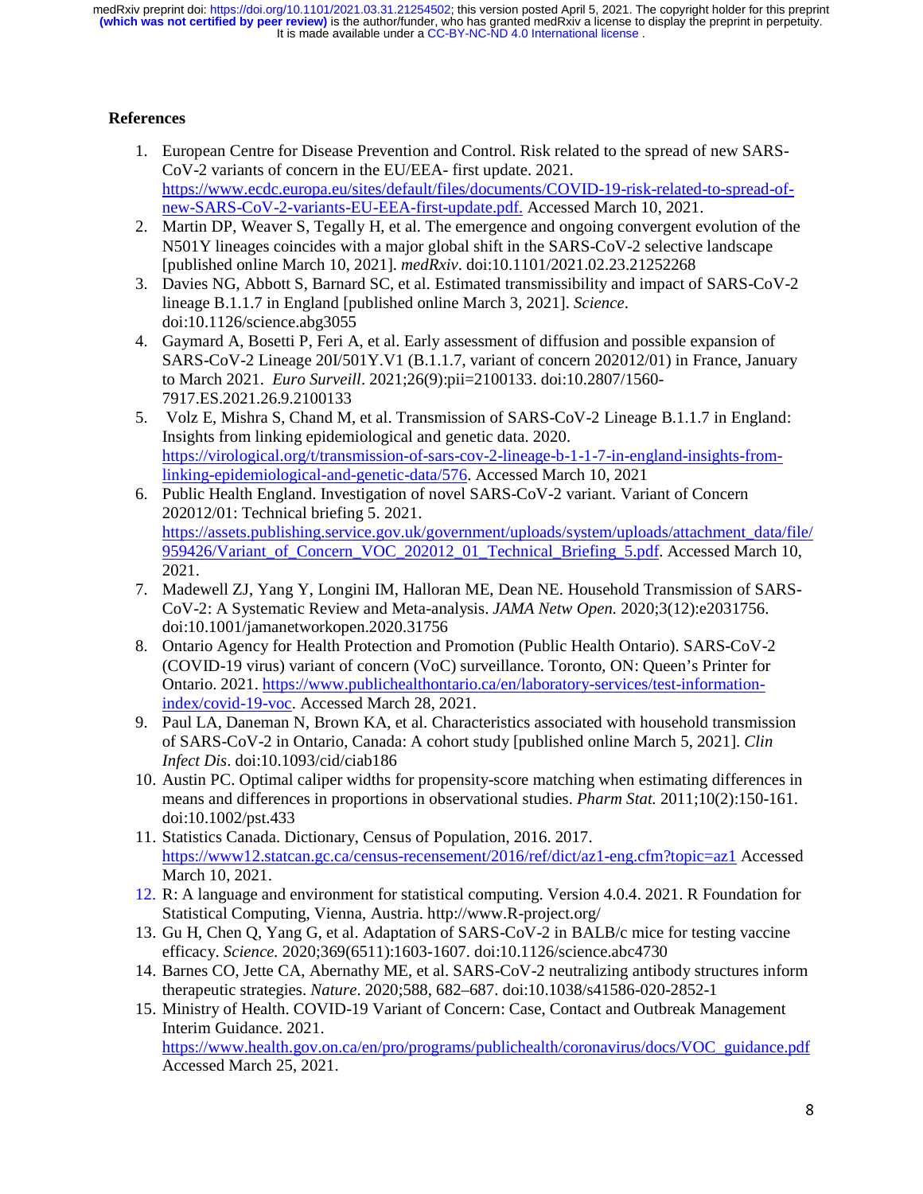## References

1. European Centre for Disease Prevention and Control. Risk related to the spread of new SARS-CoV-2 variants of concern in the EU/EEA- first update. 2021. https://www.ecdc.europa.eu/sites/default/files/documents/COVID-19-risk-related-to-spread-of-new-SARS-CoV-2-variants-EU-EEA-first-update.pdf. Accessed March 10, 2021.
2. Martin DP, Weaver S, Tegally H, et al. The emergence and ongoing convergent evolution of the N501Y lineages coincides with a major global shift in the SARS-CoV-2 selective landscape [published online March 10, 2021]. *medRxiv*. doi:10.1101/2021.02.23.21252268
3. Davies NG, Abbott S, Barnard SC, et al. Estimated transmissibility and impact of SARS-CoV-2 lineage B.1.1.7 in England [published online March 3, 2021]. *Science*. doi:10.1126/science.abg3055
4. Gaymard A, Bosetti P, Feri A, et al. Early assessment of diffusion and possible expansion of SARS-CoV-2 Lineage 20I/501Y.V1 (B.1.1.7, variant of concern 202012/01) in France, January to March 2021. *Euro Surveill*. 2021;26(9):pii=2100133. doi:10.2807/1560-7917.ES.2021.26.9.2100133
5. Volz E, Mishra S, Chand M, et al. Transmission of SARS-CoV-2 Lineage B.1.1.7 in England: Insights from linking epidemiological and genetic data. 2020. https://virological.org/t/transmission-of-sars-cov-2-lineage-b-1-1-7-in-england-insights-from-linking-epidemiological-and-genetic-data/576. Accessed March 10, 2021
6. Public Health England. Investigation of novel SARS-CoV-2 variant. Variant of Concern 202012/01: Technical briefing 5. 2021. https://assets.publishing.service.gov.uk/government/uploads/system/uploads/attachment_data/file/959426/Variant_of_Concern_VOC_202012_01_Technical_Briefing_5.pdf. Accessed March 10, 2021.
7. Madewell ZJ, Yang Y, Longini IM, Halloran ME, Dean NE. Household Transmission of SARS-CoV-2: A Systematic Review and Meta-analysis. *JAMA Netw Open.* 2020;3(12):e2031756. doi:10.1001/jamanetworkopen.2020.31756
8. Ontario Agency for Health Protection and Promotion (Public Health Ontario). SARS-CoV-2 (COVID-19 virus) variant of concern (VoC) surveillance. Toronto, ON: Queen's Printer for Ontario. 2021. https://www.publichealthontario.ca/en/laboratory-services/test-information-index/covid-19-voc. Accessed March 28, 2021.
9. Paul LA, Daneman N, Brown KA, et al. Characteristics associated with household transmission of SARS-CoV-2 in Ontario, Canada: A cohort study [published online March 5, 2021]. *Clin Infect Dis*. doi:10.1093/cid/ciab186
10. Austin PC. Optimal caliper widths for propensity-score matching when estimating differences in means and differences in proportions in observational studies. *Pharm Stat.* 2011;10(2):150-161. doi:10.1002/pst.433
11. Statistics Canada. Dictionary, Census of Population, 2016. 2017. https://www12.statcan.gc.ca/census-recensement/2016/ref/dict/az1-eng.cfm?topic=az1 Accessed March 10, 2021.
12. R: A language and environment for statistical computing. Version 4.0.4. 2021. R Foundation for Statistical Computing, Vienna, Austria. http://www.R-project.org/
13. Gu H, Chen Q, Yang G, et al. Adaptation of SARS-CoV-2 in BALB/c mice for testing vaccine efficacy. *Science.* 2020;369(6511):1603-1607. doi:10.1126/science.abc4730
14. Barnes CO, Jette CA, Abernathy ME, et al. SARS-CoV-2 neutralizing antibody structures inform therapeutic strategies. *Nature*. 2020;588, 682–687. doi:10.1038/s41586-020-2852-1
15. Ministry of Health. COVID-19 Variant of Concern: Case, Contact and Outbreak Management Interim Guidance. 2021. https://www.health.gov.on.ca/en/pro/programs/publichealth/coronavirus/docs/VOC_guidance.pdf Accessed March 25, 2021.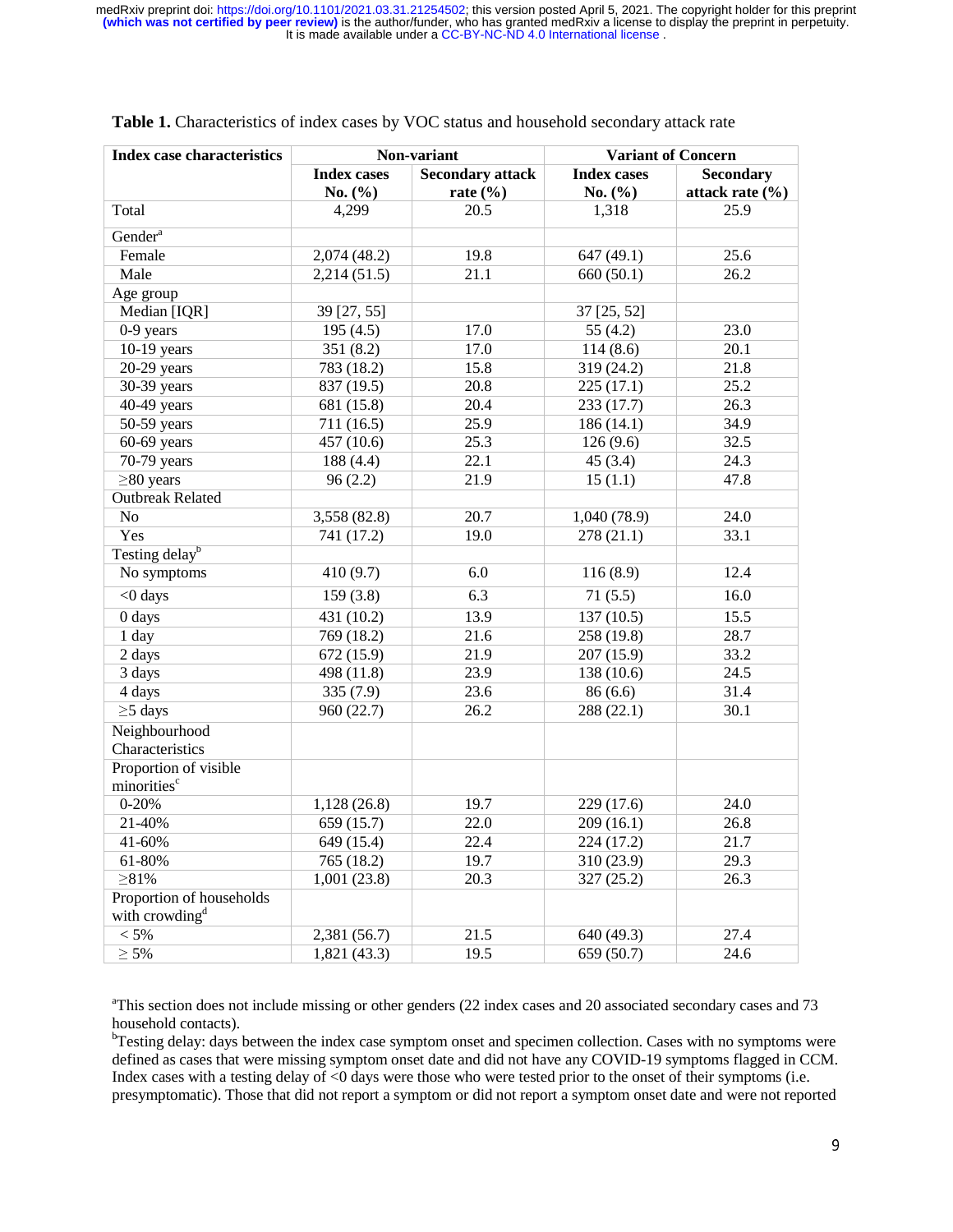**Table 1.** Characteristics of index cases by VOC status and household secondary attack rate

| Index case characteristics | Non-variant | | Variant of Concern | |
|---|---|---|---|---|
| | Index cases No. (%) | Secondary attack rate (%) | Index cases No. (%) | Secondary attack rate (%) |
| Total | 4,299 | 20.5 | 1,318 | 25.9 |
| Gender[a] | | | | |
| Female | 2,074 (48.2) | 19.8 | 647 (49.1) | 25.6 |
| Male | 2,214 (51.5) | 21.1 | 660 (50.1) | 26.2 |
| Age group | | | | |
| Median [IQR] | 39 [27, 55] | | 37 [25, 52] | |
| 0-9 years | 195 (4.5) | 17.0 | 55 (4.2) | 23.0 |
| 10-19 years | 351 (8.2) | 17.0 | 114 (8.6) | 20.1 |
| 20-29 years | 783 (18.2) | 15.8 | 319 (24.2) | 21.8 |
| 30-39 years | 837 (19.5) | 20.8 | 225 (17.1) | 25.2 |
| 40-49 years | 681 (15.8) | 20.4 | 233 (17.7) | 26.3 |
| 50-59 years | 711 (16.5) | 25.9 | 186 (14.1) | 34.9 |
| 60-69 years | 457 (10.6) | 25.3 | 126 (9.6) | 32.5 |
| 70-79 years | 188 (4.4) | 22.1 | 45 (3.4) | 24.3 |
| ≥80 years | 96 (2.2) | 21.9 | 15 (1.1) | 47.8 |
| Outbreak Related | | | | |
| No | 3,558 (82.8) | 20.7 | 1,040 (78.9) | 24.0 |
| Yes | 741 (17.2) | 19.0 | 278 (21.1) | 33.1 |
| Testing delay[b] | | | | |
| No symptoms | 410 (9.7) | 6.0 | 116 (8.9) | 12.4 |
| <0 days | 159 (3.8) | 6.3 | 71 (5.5) | 16.0 |
| 0 days | 431 (10.2) | 13.9 | 137 (10.5) | 15.5 |
| 1 day | 769 (18.2) | 21.6 | 258 (19.8) | 28.7 |
| 2 days | 672 (15.9) | 21.9 | 207 (15.9) | 33.2 |
| 3 days | 498 (11.8) | 23.9 | 138 (10.6) | 24.5 |
| 4 days | 335 (7.9) | 23.6 | 86 (6.6) | 31.4 |
| ≥5 days | 960 (22.7) | 26.2 | 288 (22.1) | 30.1 |
| Neighbourhood Characteristics | | | | |
| Proportion of visible minorities[c] | | | | |
| 0-20% | 1,128 (26.8) | 19.7 | 229 (17.6) | 24.0 |
| 21-40% | 659 (15.7) | 22.0 | 209 (16.1) | 26.8 |
| 41-60% | 649 (15.4) | 22.4 | 224 (17.2) | 21.7 |
| 61-80% | 765 (18.2) | 19.7 | 310 (23.9) | 29.3 |
| ≥81% | 1,001 (23.8) | 20.3 | 327 (25.2) | 26.3 |
| Proportion of households with crowding[d] | | | | |
| < 5% | 2,381 (56.7) | 21.5 | 640 (49.3) | 27.4 |
| ≥ 5% | 1,821 (43.3) | 19.5 | 659 (50.7) | 24.6 |

[a]This section does not include missing or other genders (22 index cases and 20 associated secondary cases and 73 household contacts).

[b]Testing delay: days between the index case symptom onset and specimen collection. Cases with no symptoms were defined as cases that were missing symptom onset date and did not have any COVID-19 symptoms flagged in CCM. Index cases with a testing delay of <0 days were those who were tested prior to the onset of their symptoms (i.e. presymptomatic). Those that did not report a symptom or did not report a symptom onset date and were not reported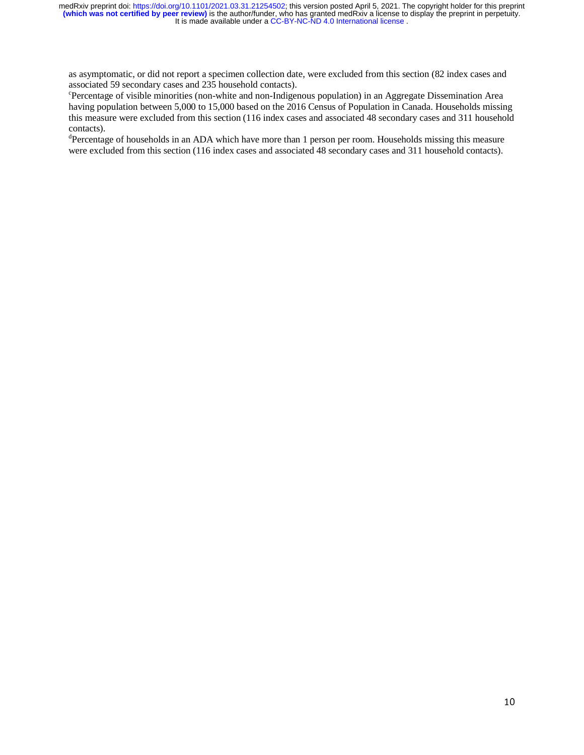as asymptomatic, or did not report a specimen collection date, were excluded from this section (82 index cases and associated 59 secondary cases and 235 household contacts).

[c]Percentage of visible minorities (non-white and non-Indigenous population) in an Aggregate Dissemination Area having population between 5,000 to 15,000 based on the 2016 Census of Population in Canada. Households missing this measure were excluded from this section (116 index cases and associated 48 secondary cases and 311 household contacts).

[d]Percentage of households in an ADA which have more than 1 person per room. Households missing this measure were excluded from this section (116 index cases and associated 48 secondary cases and 311 household contacts).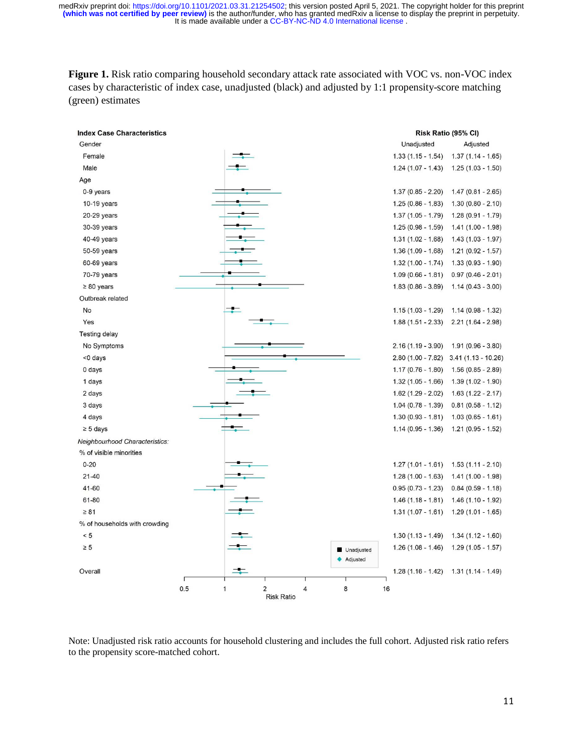**Figure 1.** Risk ratio comparing household secondary attack rate associated with VOC vs. non-VOC index cases by characteristic of index case, unadjusted (black) and adjusted by 1:1 propensity-score matching (green) estimates

Index Case Characteristics

Risk Ratio (95% CI)

Unadjusted Adjusted

Gender

Female 1.33 (1.15 - 1.54) 1.37 (1.14 - 1.65)

Male 1.24 (1.07 - 1.43) 1.25 (1.03 - 1.50)

Age

0-9 years 1.37 (0.85 - 2.20) 1.47 (0.81 - 2.65)

10-19 years 1.25 (0.86 - 1.83) 1.30 (0.80 - 2.10)

20-29 years 1.37 (1.05 - 1.79) 1.28 (0.91 - 1.79)

30-39 years 1.25 (0.98 - 1.59) 1.41 (1.00 - 1.98)

40-49 years 1.31 (1.02 - 1.68) 1.43 (1.03 - 1.97)

50-59 years 1.36 (1.09 - 1.68) 1.21 (0.92 - 1.57)

60-69 years 1.32 (1.00 - 1.74) 1.33 (0.93 - 1.90)

70-79 years 1.09 (0.66 - 1.81) 0.97 (0.46 - 2.01)

≥ 80 years 1.83 (0.86 - 3.89) 1.14 (0.43 - 3.00)

Outbreak related

No 1.15 (1.03 - 1.29) 1.14 (0.98 - 1.32)

Yes 1.88 (1.51 - 2.33) 2.21 (1.64 - 2.98)

Testing delay

No Symptoms 2.16 (1.19 - 3.90) 1.91 (0.96 - 3.80)

<0 days 2.80 (1.00 - 7.82) 3.41 (1.13 - 10.26)

0 days 1.17 (0.76 - 1.80) 1.56 (0.85 - 2.89)

1 days 1.32 (1.05 - 1.66) 1.39 (1.02 - 1.90)

2 days 1.62 (1.29 - 2.02) 1.63 (1.22 - 2.17)

3 days 1.04 (0.78 - 1.39) 0.81 (0.58 - 1.12)

4 days 1.30 (0.93 - 1.81) 1.03 (0.65 - 1.61)

≥ 5 days 1.14 (0.95 - 1.36) 1.21 (0.95 - 1.52)

*Neighbourhood Characteristics:*

% of visible minorities

0-20 1.27 (1.01 - 1.61) 1.53 (1.11 - 2.10)

21-40 1.28 (1.00 - 1.63) 1.41 (1.00 - 1.98)

41-60 0.95 (0.73 - 1.23) 0.84 (0.59 - 1.18)

61-80 1.46 (1.18 - 1.81) 1.46 (1.10 - 1.92)

≥ 81 1.31 (1.07 - 1.61) 1.29 (1.01 - 1.65)

% of households with crowding

< 5 1.30 (1.13 - 1.49) 1.34 (1.12 - 1.60)

≥ 5 1.26 (1.08 - 1.46) 1.29 (1.05 - 1.57)

Overall 1.28 (1.16 - 1.42) 1.31 (1.14 - 1.49)

Unadjusted
Adjusted

0.5 1 2 4 8 16

Risk Ratio

Note: Unadjusted risk ratio accounts for household clustering and includes the full cohort. Adjusted risk ratio refers to the propensity score-matched cohort.